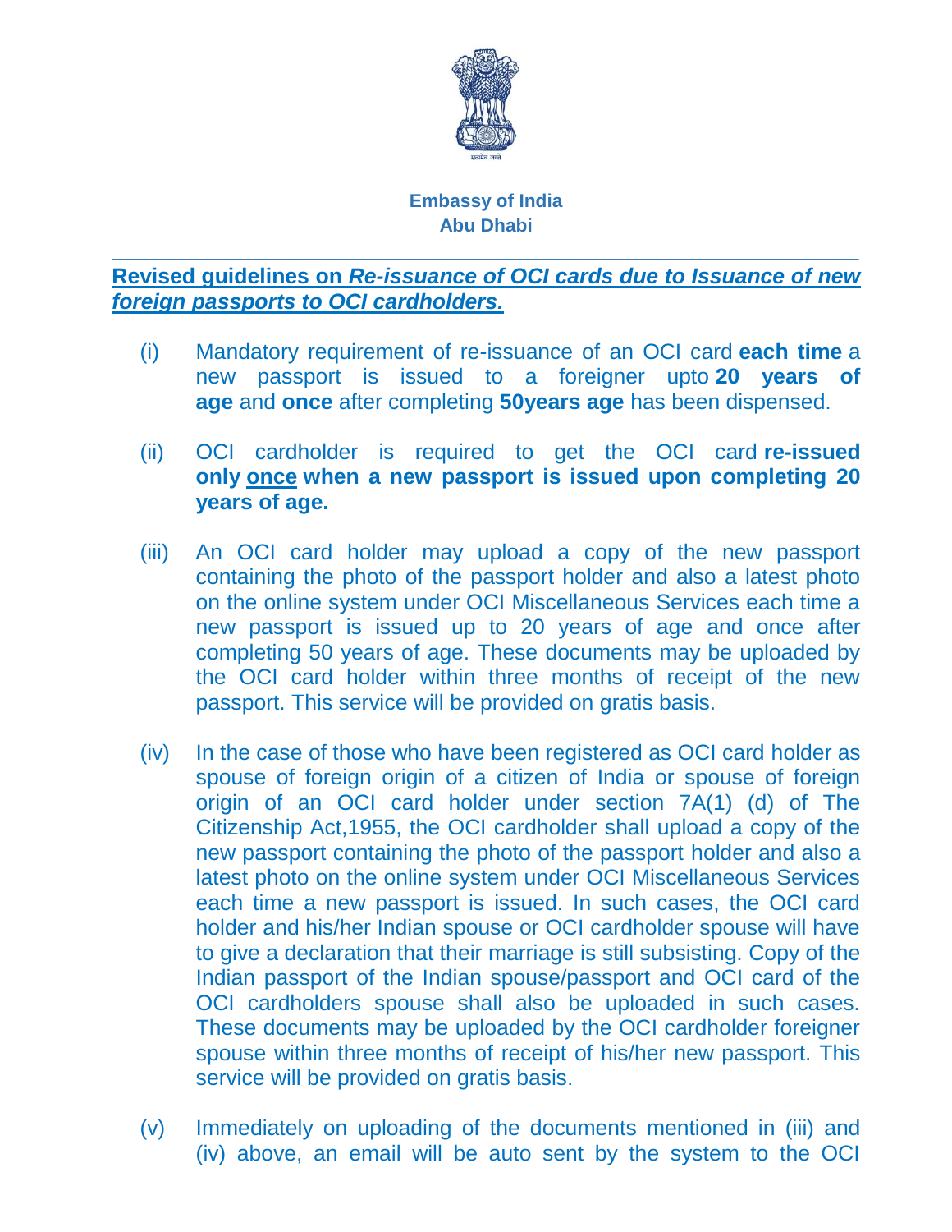**Embassy of India**
**Abu Dhabi**

---

## Revised guidelines on *Re-issuance of OCI cards due to Issuance of new foreign passports to OCI cardholders.*

(i) Mandatory requirement of re-issuance of an OCI card **each time** a new passport is issued to a foreigner upto **20 years of age** and **once** after completing **50years age** has been dispensed.

(ii) OCI cardholder is required to get the OCI card **re-issued only <u>once</u> when a new passport is issued upon completing 20 years of age.**

(iii) An OCI card holder may upload a copy of the new passport containing the photo of the passport holder and also a latest photo on the online system under OCI Miscellaneous Services each time a new passport is issued up to 20 years of age and once after completing 50 years of age. These documents may be uploaded by the OCI card holder within three months of receipt of the new passport. This service will be provided on gratis basis.

(iv) In the case of those who have been registered as OCI card holder as spouse of foreign origin of a citizen of India or spouse of foreign origin of an OCI card holder under section 7A(1) (d) of The Citizenship Act,1955, the OCI cardholder shall upload a copy of the new passport containing the photo of the passport holder and also a latest photo on the online system under OCI Miscellaneous Services each time a new passport is issued. In such cases, the OCI card holder and his/her Indian spouse or OCI cardholder spouse will have to give a declaration that their marriage is still subsisting. Copy of the Indian passport of the Indian spouse/passport and OCI card of the OCI cardholders spouse shall also be uploaded in such cases. These documents may be uploaded by the OCI cardholder foreigner spouse within three months of receipt of his/her new passport. This service will be provided on gratis basis.

(v) Immediately on uploading of the documents mentioned in (iii) and (iv) above, an email will be auto sent by the system to the OCI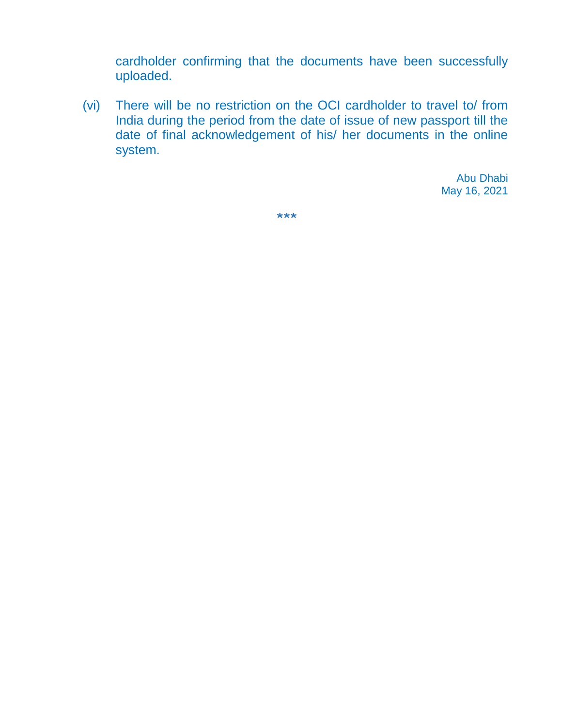cardholder confirming that the documents have been successfully uploaded.

(vi) There will be no restriction on the OCI cardholder to travel to/ from India during the period from the date of issue of new passport till the date of final acknowledgement of his/ her documents in the online system.

Abu Dhabi
May 16, 2021

***